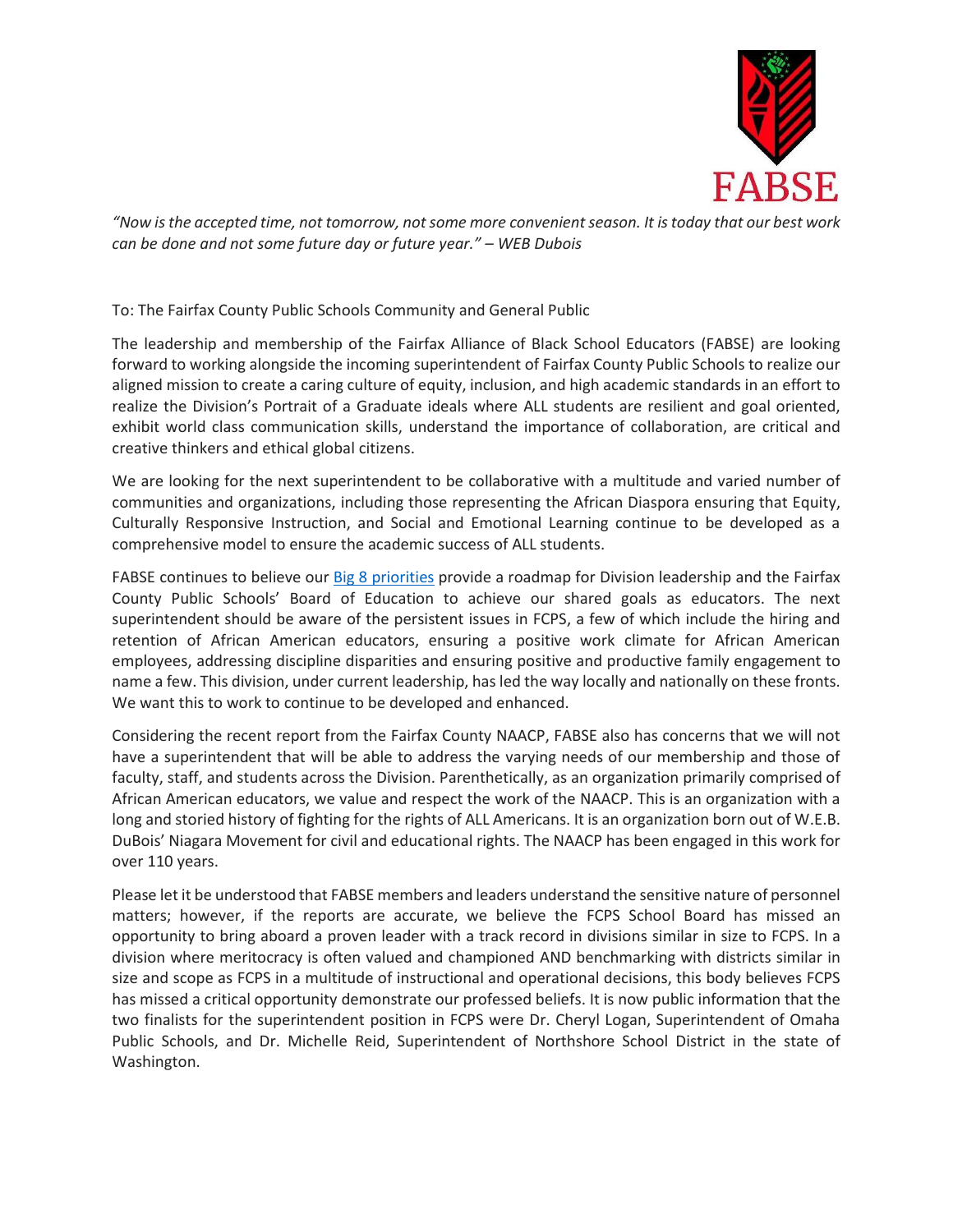FABSE

*"Now is the accepted time, not tomorrow, not some more convenient season. It is today that our best work can be done and not some future day or future year." – WEB Dubois*

To: The Fairfax County Public Schools Community and General Public

The leadership and membership of the Fairfax Alliance of Black School Educators (FABSE) are looking forward to working alongside the incoming superintendent of Fairfax County Public Schools to realize our aligned mission to create a caring culture of equity, inclusion, and high academic standards in an effort to realize the Division's Portrait of a Graduate ideals where ALL students are resilient and goal oriented, exhibit world class communication skills, understand the importance of collaboration, are critical and creative thinkers and ethical global citizens.

We are looking for the next superintendent to be collaborative with a multitude and varied number of communities and organizations, including those representing the African Diaspora ensuring that Equity, Culturally Responsive Instruction, and Social and Emotional Learning continue to be developed as a comprehensive model to ensure the academic success of ALL students.

FABSE continues to believe our Big 8 priorities provide a roadmap for Division leadership and the Fairfax County Public Schools' Board of Education to achieve our shared goals as educators. The next superintendent should be aware of the persistent issues in FCPS, a few of which include the hiring and retention of African American educators, ensuring a positive work climate for African American employees, addressing discipline disparities and ensuring positive and productive family engagement to name a few. This division, under current leadership, has led the way locally and nationally on these fronts. We want this to work to continue to be developed and enhanced.

Considering the recent report from the Fairfax County NAACP, FABSE also has concerns that we will not have a superintendent that will be able to address the varying needs of our membership and those of faculty, staff, and students across the Division. Parenthetically, as an organization primarily comprised of African American educators, we value and respect the work of the NAACP. This is an organization with a long and storied history of fighting for the rights of ALL Americans. It is an organization born out of W.E.B. DuBois' Niagara Movement for civil and educational rights. The NAACP has been engaged in this work for over 110 years.

Please let it be understood that FABSE members and leaders understand the sensitive nature of personnel matters; however, if the reports are accurate, we believe the FCPS School Board has missed an opportunity to bring aboard a proven leader with a track record in divisions similar in size to FCPS. In a division where meritocracy is often valued and championed AND benchmarking with districts similar in size and scope as FCPS in a multitude of instructional and operational decisions, this body believes FCPS has missed a critical opportunity demonstrate our professed beliefs. It is now public information that the two finalists for the superintendent position in FCPS were Dr. Cheryl Logan, Superintendent of Omaha Public Schools, and Dr. Michelle Reid, Superintendent of Northshore School District in the state of Washington.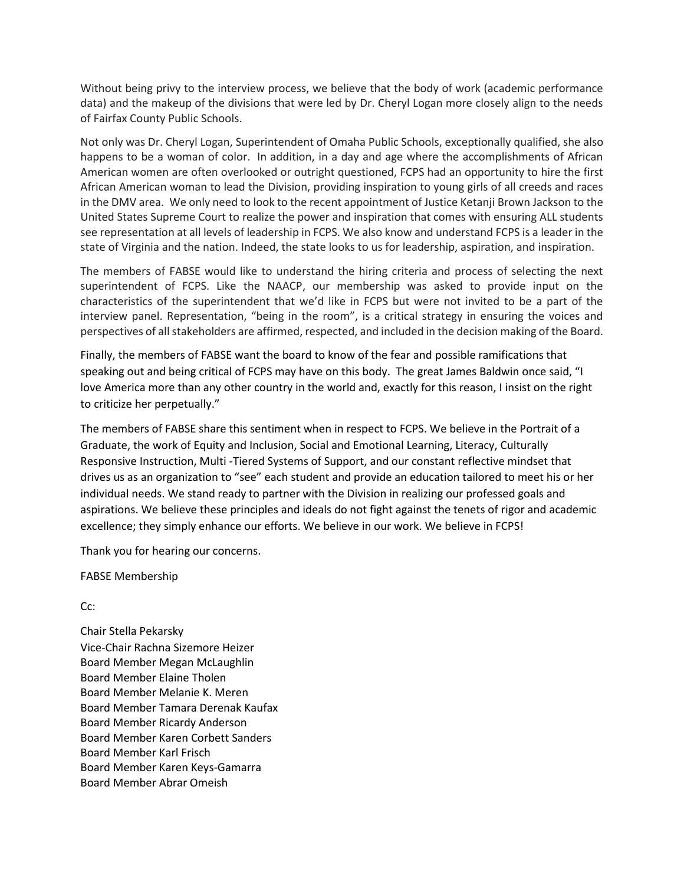Without being privy to the interview process, we believe that the body of work (academic performance data) and the makeup of the divisions that were led by Dr. Cheryl Logan more closely align to the needs of Fairfax County Public Schools.

Not only was Dr. Cheryl Logan, Superintendent of Omaha Public Schools, exceptionally qualified, she also happens to be a woman of color. In addition, in a day and age where the accomplishments of African American women are often overlooked or outright questioned, FCPS had an opportunity to hire the first African American woman to lead the Division, providing inspiration to young girls of all creeds and races in the DMV area. We only need to look to the recent appointment of Justice Ketanji Brown Jackson to the United States Supreme Court to realize the power and inspiration that comes with ensuring ALL students see representation at all levels of leadership in FCPS. We also know and understand FCPS is a leader in the state of Virginia and the nation. Indeed, the state looks to us for leadership, aspiration, and inspiration.

The members of FABSE would like to understand the hiring criteria and process of selecting the next superintendent of FCPS. Like the NAACP, our membership was asked to provide input on the characteristics of the superintendent that we'd like in FCPS but were not invited to be a part of the interview panel. Representation, "being in the room", is a critical strategy in ensuring the voices and perspectives of all stakeholders are affirmed, respected, and included in the decision making of the Board.

Finally, the members of FABSE want the board to know of the fear and possible ramifications that speaking out and being critical of FCPS may have on this body. The great James Baldwin once said, "I love America more than any other country in the world and, exactly for this reason, I insist on the right to criticize her perpetually."

The members of FABSE share this sentiment when in respect to FCPS. We believe in the Portrait of a Graduate, the work of Equity and Inclusion, Social and Emotional Learning, Literacy, Culturally Responsive Instruction, Multi -Tiered Systems of Support, and our constant reflective mindset that drives us as an organization to "see" each student and provide an education tailored to meet his or her individual needs. We stand ready to partner with the Division in realizing our professed goals and aspirations. We believe these principles and ideals do not fight against the tenets of rigor and academic excellence; they simply enhance our efforts. We believe in our work. We believe in FCPS!

Thank you for hearing our concerns.

FABSE Membership

Cc:

Chair Stella Pekarsky
Vice-Chair Rachna Sizemore Heizer
Board Member Megan McLaughlin
Board Member Elaine Tholen
Board Member Melanie K. Meren
Board Member Tamara Derenak Kaufax
Board Member Ricardy Anderson
Board Member Karen Corbett Sanders
Board Member Karl Frisch
Board Member Karen Keys-Gamarra
Board Member Abrar Omeish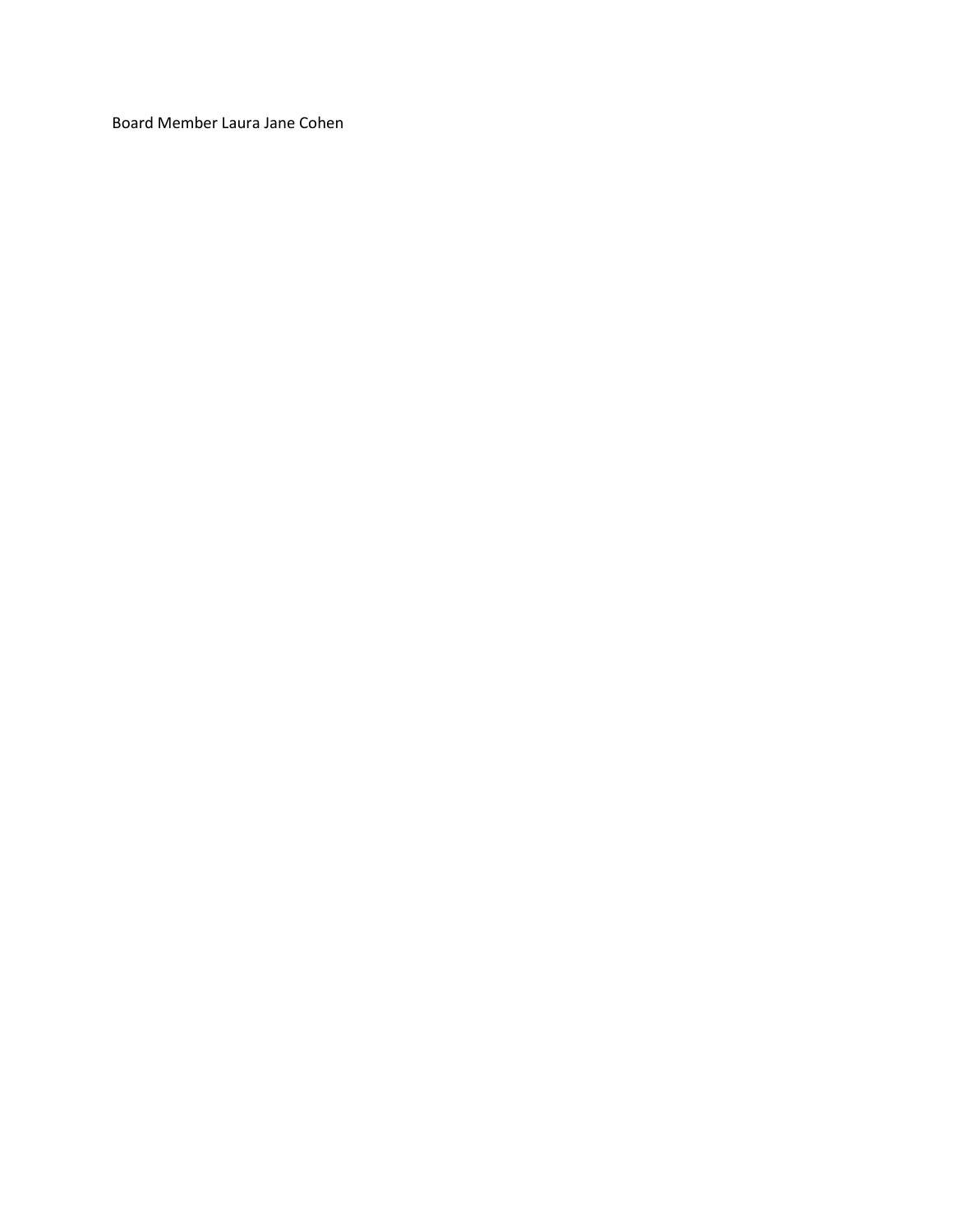Board Member Laura Jane Cohen